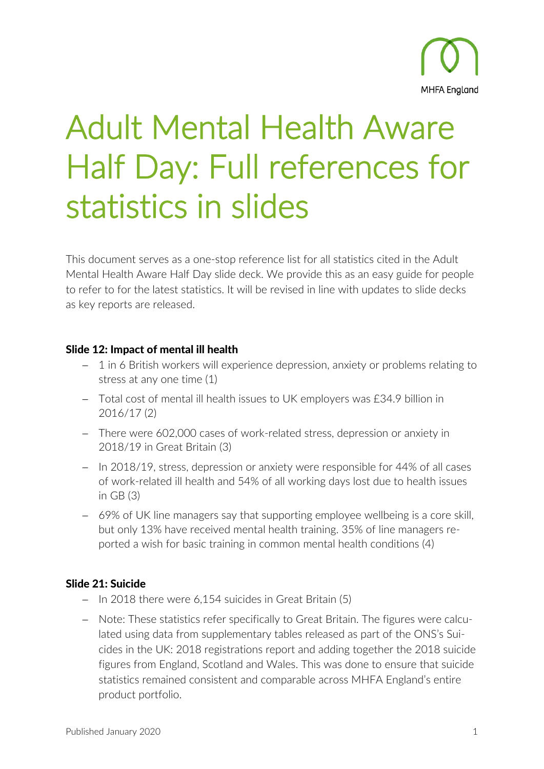# Adult Mental Health Aware Half Day: Full references for statistics in slides

This document serves as a one-stop reference list for all statistics cited in the Adult Mental Health Aware Half Day slide deck. We provide this as an easy guide for people to refer to for the latest statistics. It will be revised in line with updates to slide decks as key reports are released.

**Slide 12: Impact of mental ill health**

- 1 in 6 British workers will experience depression, anxiety or problems relating to stress at any one time (1)
- Total cost of mental ill health issues to UK employers was £34.9 billion in 2016/17 (2)
- There were 602,000 cases of work-related stress, depression or anxiety in 2018/19 in Great Britain (3)
- In 2018/19, stress, depression or anxiety were responsible for 44% of all cases of work-related ill health and 54% of all working days lost due to health issues in GB (3)
- 69% of UK line managers say that supporting employee wellbeing is a core skill, but only 13% have received mental health training. 35% of line managers reported a wish for basic training in common mental health conditions (4)

**Slide 21: Suicide**

- In 2018 there were 6,154 suicides in Great Britain (5)
- Note: These statistics refer specifically to Great Britain. The figures were calculated using data from supplementary tables released as part of the ONS's Suicides in the UK: 2018 registrations report and adding together the 2018 suicide figures from England, Scotland and Wales. This was done to ensure that suicide statistics remained consistent and comparable across MHFA England's entire product portfolio.

Published January 2020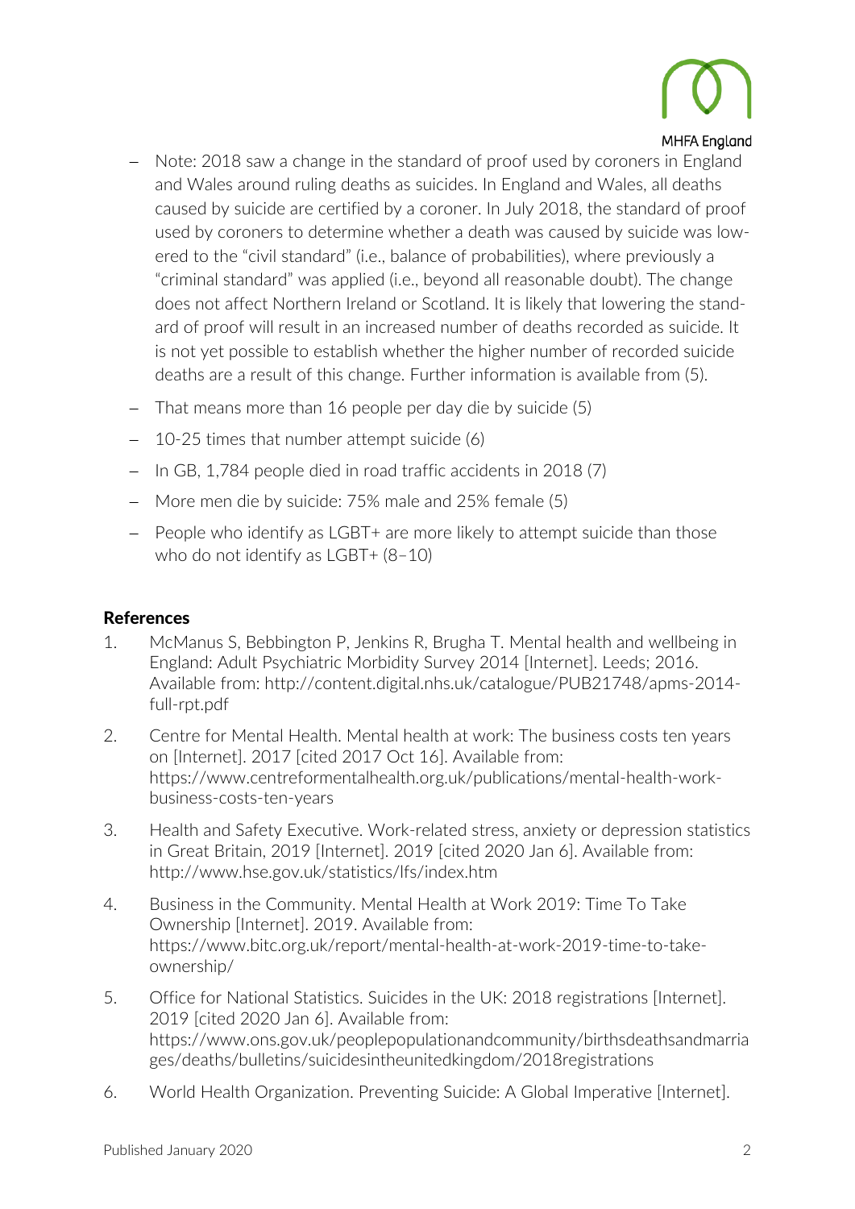- Note: 2018 saw a change in the standard of proof used by coroners in England and Wales around ruling deaths as suicides. In England and Wales, all deaths caused by suicide are certified by a coroner. In July 2018, the standard of proof used by coroners to determine whether a death was caused by suicide was lowered to the "civil standard" (i.e., balance of probabilities), where previously a "criminal standard" was applied (i.e., beyond all reasonable doubt). The change does not affect Northern Ireland or Scotland. It is likely that lowering the standard of proof will result in an increased number of deaths recorded as suicide. It is not yet possible to establish whether the higher number of recorded suicide deaths are a result of this change. Further information is available from (5).
- That means more than 16 people per day die by suicide (5)
- 10-25 times that number attempt suicide (6)
- In GB, 1,784 people died in road traffic accidents in 2018 (7)
- More men die by suicide: 75% male and 25% female (5)
- People who identify as LGBT+ are more likely to attempt suicide than those who do not identify as LGBT+ (8–10)

## References

1. McManus S, Bebbington P, Jenkins R, Brugha T. Mental health and wellbeing in England: Adult Psychiatric Morbidity Survey 2014 [Internet]. Leeds; 2016. Available from: http://content.digital.nhs.uk/catalogue/PUB21748/apms-2014-full-rpt.pdf
2. Centre for Mental Health. Mental health at work: The business costs ten years on [Internet]. 2017 [cited 2017 Oct 16]. Available from: https://www.centreformentalhealth.org.uk/publications/mental-health-work-business-costs-ten-years
3. Health and Safety Executive. Work-related stress, anxiety or depression statistics in Great Britain, 2019 [Internet]. 2019 [cited 2020 Jan 6]. Available from: http://www.hse.gov.uk/statistics/lfs/index.htm
4. Business in the Community. Mental Health at Work 2019: Time To Take Ownership [Internet]. 2019. Available from: https://www.bitc.org.uk/report/mental-health-at-work-2019-time-to-take-ownership/
5. Office for National Statistics. Suicides in the UK: 2018 registrations [Internet]. 2019 [cited 2020 Jan 6]. Available from: https://www.ons.gov.uk/peoplepopulationandcommunity/birthsdeathsandmarriages/deaths/bulletins/suicidesintheunitedkingdom/2018registrations
6. World Health Organization. Preventing Suicide: A Global Imperative [Internet].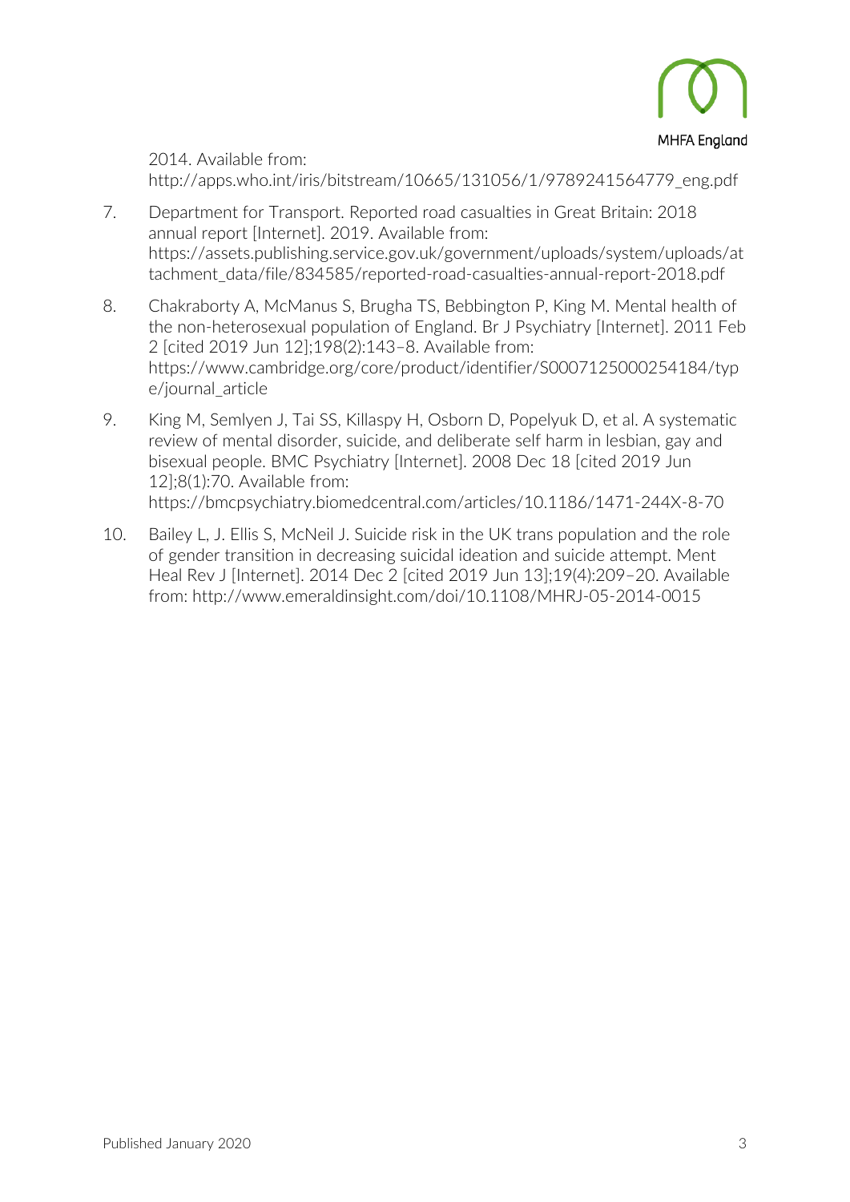2014. Available from: http://apps.who.int/iris/bitstream/10665/131056/1/9789241564779_eng.pdf

7. Department for Transport. Reported road casualties in Great Britain: 2018 annual report [Internet]. 2019. Available from: https://assets.publishing.service.gov.uk/government/uploads/system/uploads/attachment_data/file/834585/reported-road-casualties-annual-report-2018.pdf

8. Chakraborty A, McManus S, Brugha TS, Bebbington P, King M. Mental health of the non-heterosexual population of England. Br J Psychiatry [Internet]. 2011 Feb 2 [cited 2019 Jun 12];198(2):143–8. Available from: https://www.cambridge.org/core/product/identifier/S0007125000254184/type/journal_article

9. King M, Semlyen J, Tai SS, Killaspy H, Osborn D, Popelyuk D, et al. A systematic review of mental disorder, suicide, and deliberate self harm in lesbian, gay and bisexual people. BMC Psychiatry [Internet]. 2008 Dec 18 [cited 2019 Jun 12];8(1):70. Available from: https://bmcpsychiatry.biomedcentral.com/articles/10.1186/1471-244X-8-70

10. Bailey L, J. Ellis S, McNeil J. Suicide risk in the UK trans population and the role of gender transition in decreasing suicidal ideation and suicide attempt. Ment Heal Rev J [Internet]. 2014 Dec 2 [cited 2019 Jun 13];19(4):209–20. Available from: http://www.emeraldinsight.com/doi/10.1108/MHRJ-05-2014-0015

Published January 2020